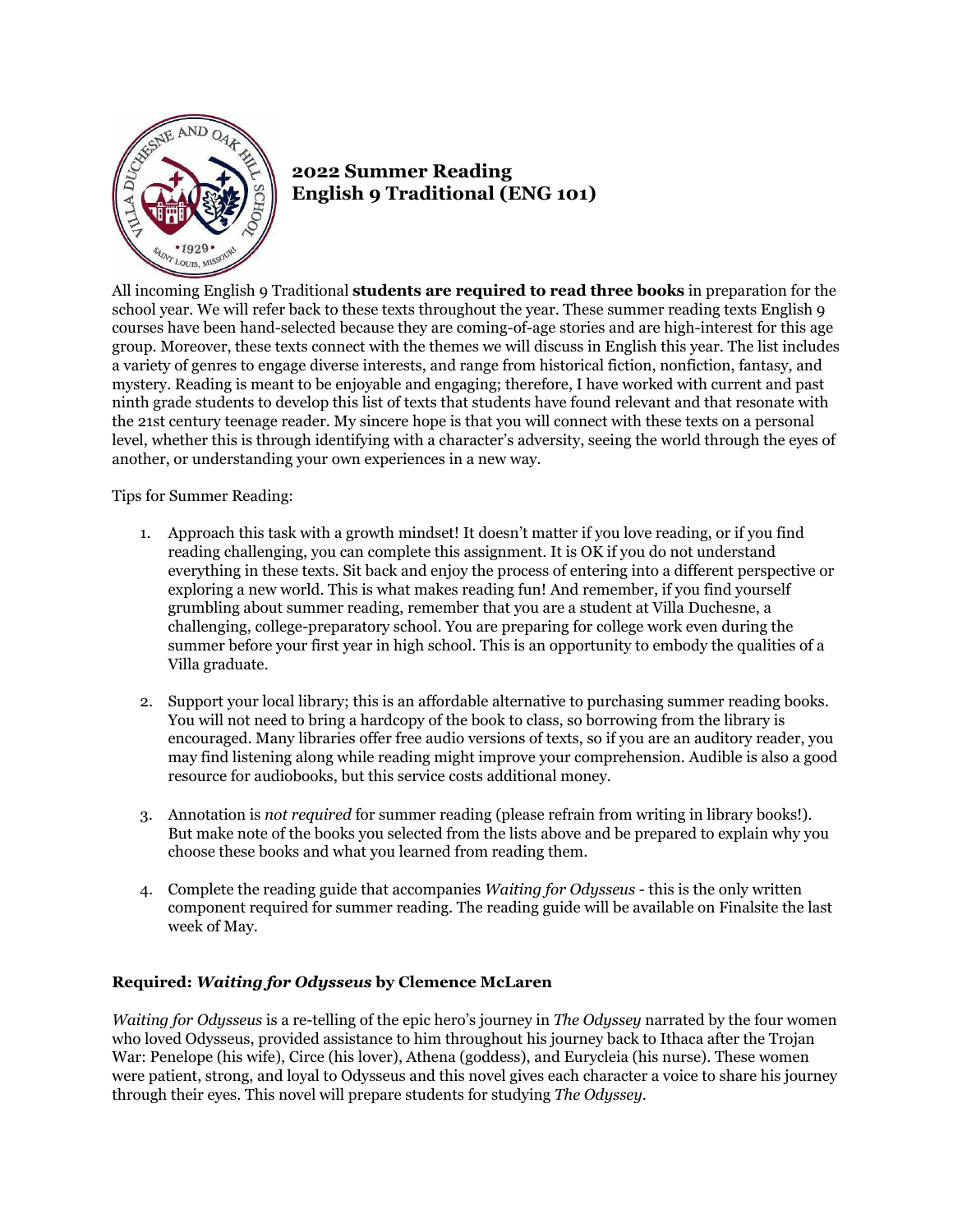# 2022 Summer Reading
# English 9 Traditional (ENG 101)

All incoming English 9 Traditional **students are required to read three books** in preparation for the school year. We will refer back to these texts throughout the year. These summer reading texts English 9 courses have been hand-selected because they are coming-of-age stories and are high-interest for this age group. Moreover, these texts connect with the themes we will discuss in English this year. The list includes a variety of genres to engage diverse interests, and range from historical fiction, nonfiction, fantasy, and mystery. Reading is meant to be enjoyable and engaging; therefore, I have worked with current and past ninth grade students to develop this list of texts that students have found relevant and that resonate with the 21st century teenage reader. My sincere hope is that you will connect with these texts on a personal level, whether this is through identifying with a character's adversity, seeing the world through the eyes of another, or understanding your own experiences in a new way.

Tips for Summer Reading:

1. Approach this task with a growth mindset! It doesn't matter if you love reading, or if you find reading challenging, you can complete this assignment. It is OK if you do not understand everything in these texts. Sit back and enjoy the process of entering into a different perspective or exploring a new world. This is what makes reading fun! And remember, if you find yourself grumbling about summer reading, remember that you are a student at Villa Duchesne, a challenging, college-preparatory school. You are preparing for college work even during the summer before your first year in high school. This is an opportunity to embody the qualities of a Villa graduate.

2. Support your local library; this is an affordable alternative to purchasing summer reading books. You will not need to bring a hardcopy of the book to class, so borrowing from the library is encouraged. Many libraries offer free audio versions of texts, so if you are an auditory reader, you may find listening along while reading might improve your comprehension. Audible is also a good resource for audiobooks, but this service costs additional money.

3. Annotation is *not required* for summer reading (please refrain from writing in library books!). But make note of the books you selected from the lists above and be prepared to explain why you choose these books and what you learned from reading them.

4. Complete the reading guide that accompanies *Waiting for Odysseus* - this is the only written component required for summer reading. The reading guide will be available on Finalsite the last week of May.

### Required: *Waiting for Odysseus* by Clemence McLaren

*Waiting for Odysseus* is a re-telling of the epic hero's journey in *The Odyssey* narrated by the four women who loved Odysseus, provided assistance to him throughout his journey back to Ithaca after the Trojan War: Penelope (his wife), Circe (his lover), Athena (goddess), and Eurycleia (his nurse). These women were patient, strong, and loyal to Odysseus and this novel gives each character a voice to share his journey through their eyes. This novel will prepare students for studying *The Odyssey*.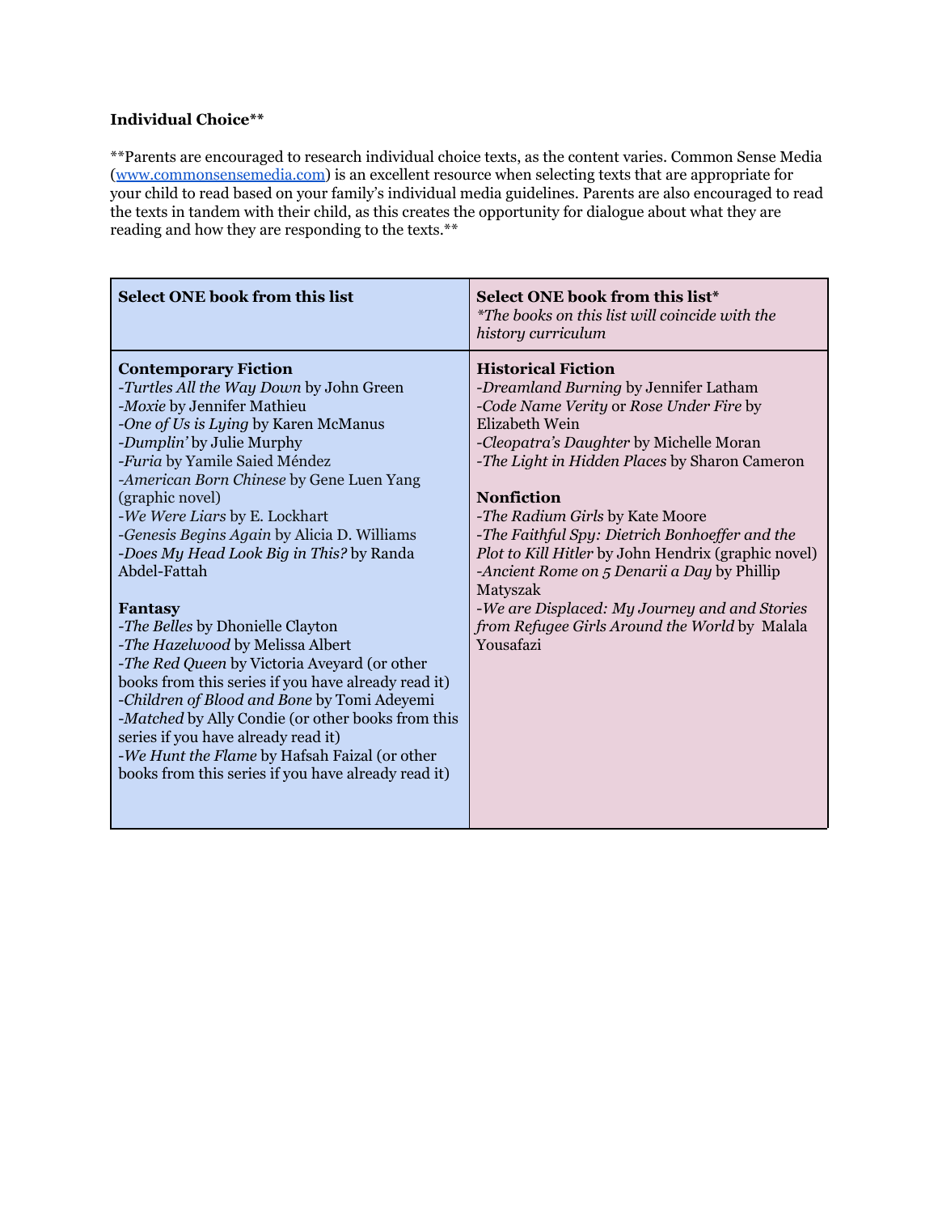**Individual Choice****

**Parents are encouraged to research individual choice texts, as the content varies. Common Sense Media ([www.commonsensemedia.com](www.commonsensemedia.com)) is an excellent resource when selecting texts that are appropriate for your child to read based on your family's individual media guidelines. Parents are also encouraged to read the texts in tandem with their child, as this creates the opportunity for dialogue about what they are reading and how they are responding to the texts.**

| **Select ONE book from this list** | **Select ONE book from this list*** <br> *\*The books on this list will coincide with the history curriculum* |
|---|---|
| **Contemporary Fiction** <br> -*Turtles All the Way Down* by John Green <br> -*Moxie* by Jennifer Mathieu <br> -*One of Us is Lying* by Karen McManus <br> -*Dumplin'* by Julie Murphy <br> -*Furia* by Yamile Saied Méndez <br> -*American Born Chinese* by Gene Luen Yang (graphic novel) <br> -*We Were Liars* by E. Lockhart <br> -*Genesis Begins Again* by Alicia D. Williams <br> -*Does My Head Look Big in This?* by Randa Abdel-Fattah <br><br> **Fantasy** <br> -*The Belles* by Dhonielle Clayton <br> -*The Hazelwood* by Melissa Albert <br> -*The Red Queen* by Victoria Aveyard (or other books from this series if you have already read it) <br> -*Children of Blood and Bone* by Tomi Adeyemi <br> -*Matched* by Ally Condie (or other books from this series if you have already read it) <br> -*We Hunt the Flame* by Hafsah Faizal (or other books from this series if you have already read it) | **Historical Fiction** <br> -*Dreamland Burning* by Jennifer Latham <br> -*Code Name Verity* or *Rose Under Fire* by Elizabeth Wein <br> -*Cleopatra's Daughter* by Michelle Moran <br> -*The Light in Hidden Places* by Sharon Cameron <br><br> **Nonfiction** <br> -*The Radium Girls* by Kate Moore <br> -*The Faithful Spy: Dietrich Bonhoeffer and the Plot to Kill Hitler* by John Hendrix (graphic novel) <br> -*Ancient Rome on 5 Denarii a Day* by Phillip Matyszak <br> -*We are Displaced: My Journey and and Stories from Refugee Girls Around the World* by Malala Yousafazi |